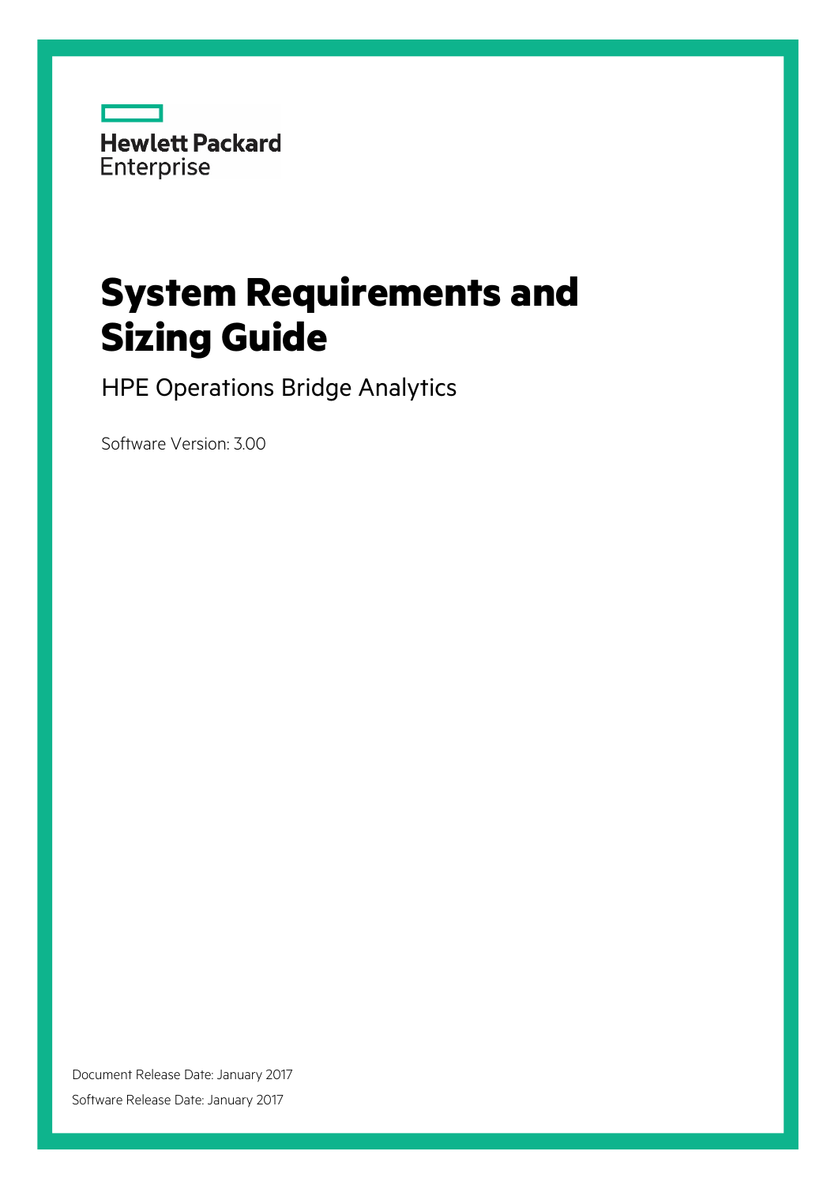Hewlett Packard Enterprise

# System Requirements and Sizing Guide

## HPE Operations Bridge Analytics

Software Version: 3.00

Document Release Date: January 2017

Software Release Date: January 2017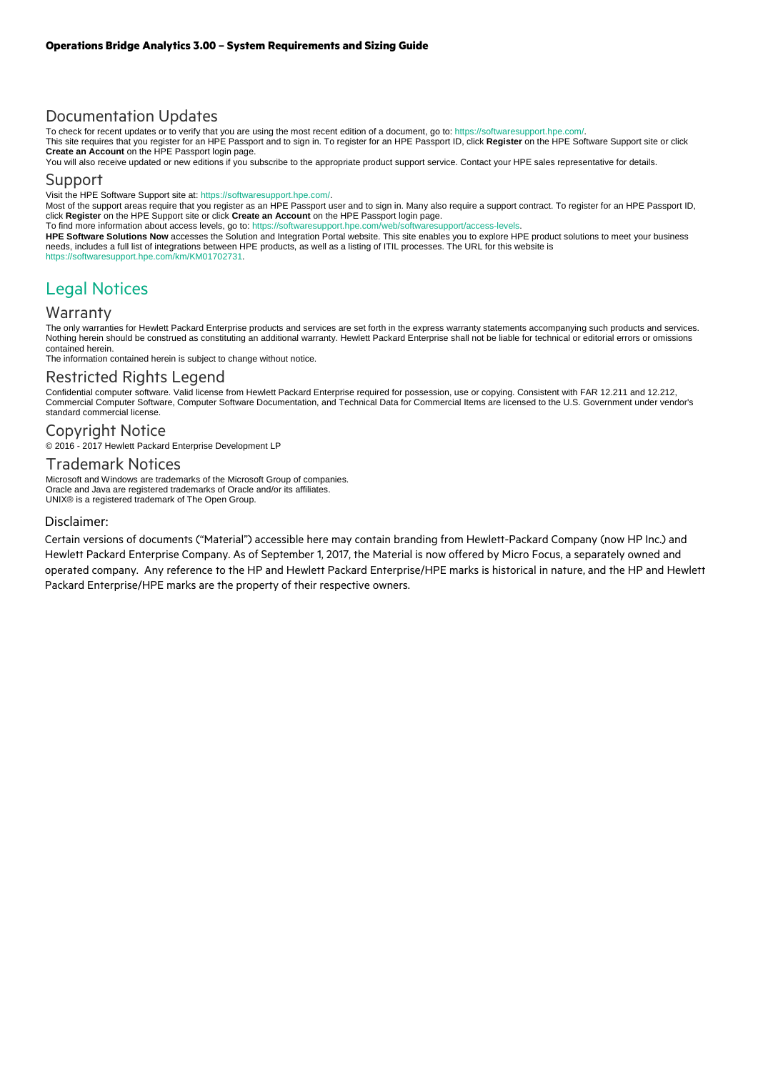## Documentation Updates

To check for recent updates or to verify that you are using the most recent edition of a document, go to: https://softwaresupport.hpe.com/.

This site requires that you register for an HPE Passport and to sign in. To register for an HPE Passport ID, click **Register** on the HPE Software Support site or click **Create an Account** on the HPE Passport login page.

You will also receive updated or new editions if you subscribe to the appropriate product support service. Contact your HPE sales representative for details.

## Support

Visit the HPE Software Support site at: https://softwaresupport.hpe.com/.

Most of the support areas require that you register as an HPE Passport user and to sign in. Many also require a support contract. To register for an HPE Passport ID, click **Register** on the HPE Support site or click **Create an Account** on the HPE Passport login page.

To find more information about access levels, go to: https://softwaresupport.hpe.com/web/softwaresupport/access-levels.

**HPE Software Solutions Now** accesses the Solution and Integration Portal website. This site enables you to explore HPE product solutions to meet your business needs, includes a full list of integrations between HPE products, as well as a listing of ITIL processes. The URL for this website is https://softwaresupport.hpe.com/km/KM01702731.

# Legal Notices

## Warranty

The only warranties for Hewlett Packard Enterprise products and services are set forth in the express warranty statements accompanying such products and services. Nothing herein should be construed as constituting an additional warranty. Hewlett Packard Enterprise shall not be liable for technical or editorial errors or omissions contained herein.

The information contained herein is subject to change without notice.

## Restricted Rights Legend

Confidential computer software. Valid license from Hewlett Packard Enterprise required for possession, use or copying. Consistent with FAR 12.211 and 12.212, Commercial Computer Software, Computer Software Documentation, and Technical Data for Commercial Items are licensed to the U.S. Government under vendor's standard commercial license.

## Copyright Notice

© 2016 - 2017 Hewlett Packard Enterprise Development LP

## Trademark Notices

Microsoft and Windows are trademarks of the Microsoft Group of companies.
Oracle and Java are registered trademarks of Oracle and/or its affiliates.
UNIX® is a registered trademark of The Open Group.

### Disclaimer:

Certain versions of documents ("Material") accessible here may contain branding from Hewlett-Packard Company (now HP Inc.) and Hewlett Packard Enterprise Company. As of September 1, 2017, the Material is now offered by Micro Focus, a separately owned and operated company. Any reference to the HP and Hewlett Packard Enterprise/HPE marks is historical in nature, and the HP and Hewlett Packard Enterprise/HPE marks are the property of their respective owners.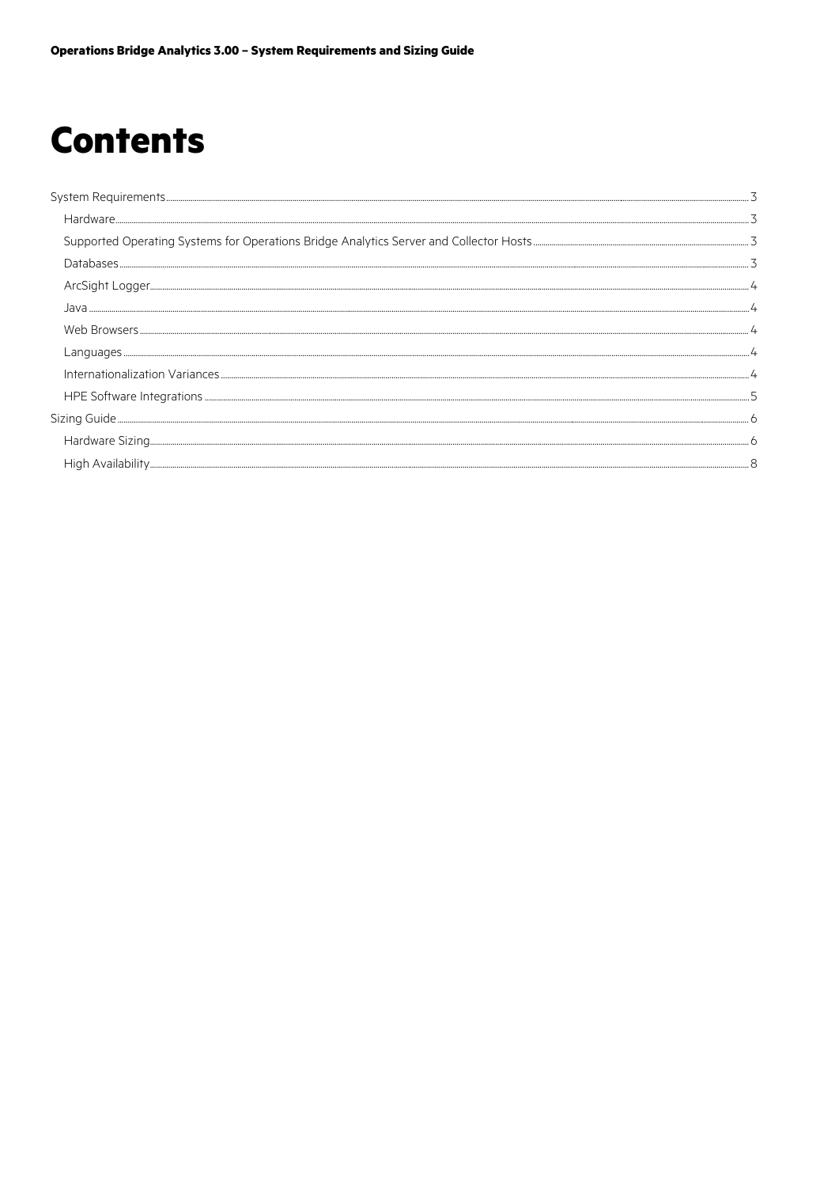# Contents

- System Requirements ... 3
  - Hardware ... 3
  - Supported Operating Systems for Operations Bridge Analytics Server and Collector Hosts ... 3
  - Databases ... 3
  - ArcSight Logger ... 4
  - Java ... 4
  - Web Browsers ... 4
  - Languages ... 4
  - Internationalization Variances ... 4
  - HPE Software Integrations ... 5
- Sizing Guide ... 6
  - Hardware Sizing ... 6
  - High Availability ... 8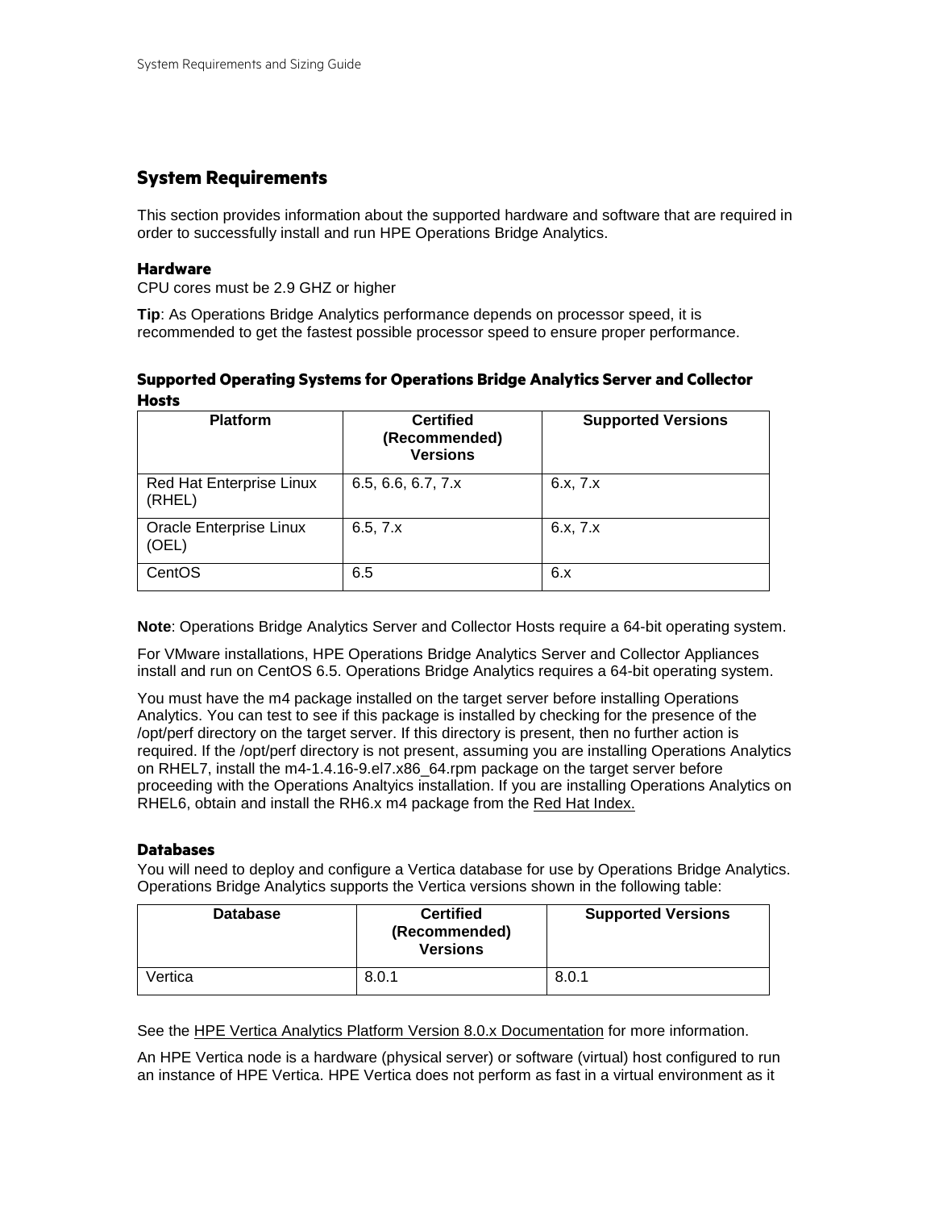## System Requirements

This section provides information about the supported hardware and software that are required in order to successfully install and run HPE Operations Bridge Analytics.

### Hardware

CPU cores must be 2.9 GHZ or higher

**Tip**: As Operations Bridge Analytics performance depends on processor speed, it is recommended to get the fastest possible processor speed to ensure proper performance.

### Supported Operating Systems for Operations Bridge Analytics Server and Collector Hosts

| Platform | Certified (Recommended) Versions | Supported Versions |
| --- | --- | --- |
| Red Hat Enterprise Linux (RHEL) | 6.5, 6.6, 6.7, 7.x | 6.x, 7.x |
| Oracle Enterprise Linux (OEL) | 6.5, 7.x | 6.x, 7.x |
| CentOS | 6.5 | 6.x |

**Note**: Operations Bridge Analytics Server and Collector Hosts require a 64-bit operating system.

For VMware installations, HPE Operations Bridge Analytics Server and Collector Appliances install and run on CentOS 6.5. Operations Bridge Analytics requires a 64-bit operating system.

You must have the m4 package installed on the target server before installing Operations Analytics. You can test to see if this package is installed by checking for the presence of the /opt/perf directory on the target server. If this directory is present, then no further action is required. If the /opt/perf directory is not present, assuming you are installing Operations Analytics on RHEL7, install the m4-1.4.16-9.el7.x86_64.rpm package on the target server before proceeding with the Operations Analtyics installation. If you are installing Operations Analytics on RHEL6, obtain and install the RH6.x m4 package from the Red Hat Index.

### Databases

You will need to deploy and configure a Vertica database for use by Operations Bridge Analytics. Operations Bridge Analytics supports the Vertica versions shown in the following table:

| Database | Certified (Recommended) Versions | Supported Versions |
| --- | --- | --- |
| Vertica | 8.0.1 | 8.0.1 |

See the HPE Vertica Analytics Platform Version 8.0.x Documentation for more information.

An HPE Vertica node is a hardware (physical server) or software (virtual) host configured to run an instance of HPE Vertica. HPE Vertica does not perform as fast in a virtual environment as it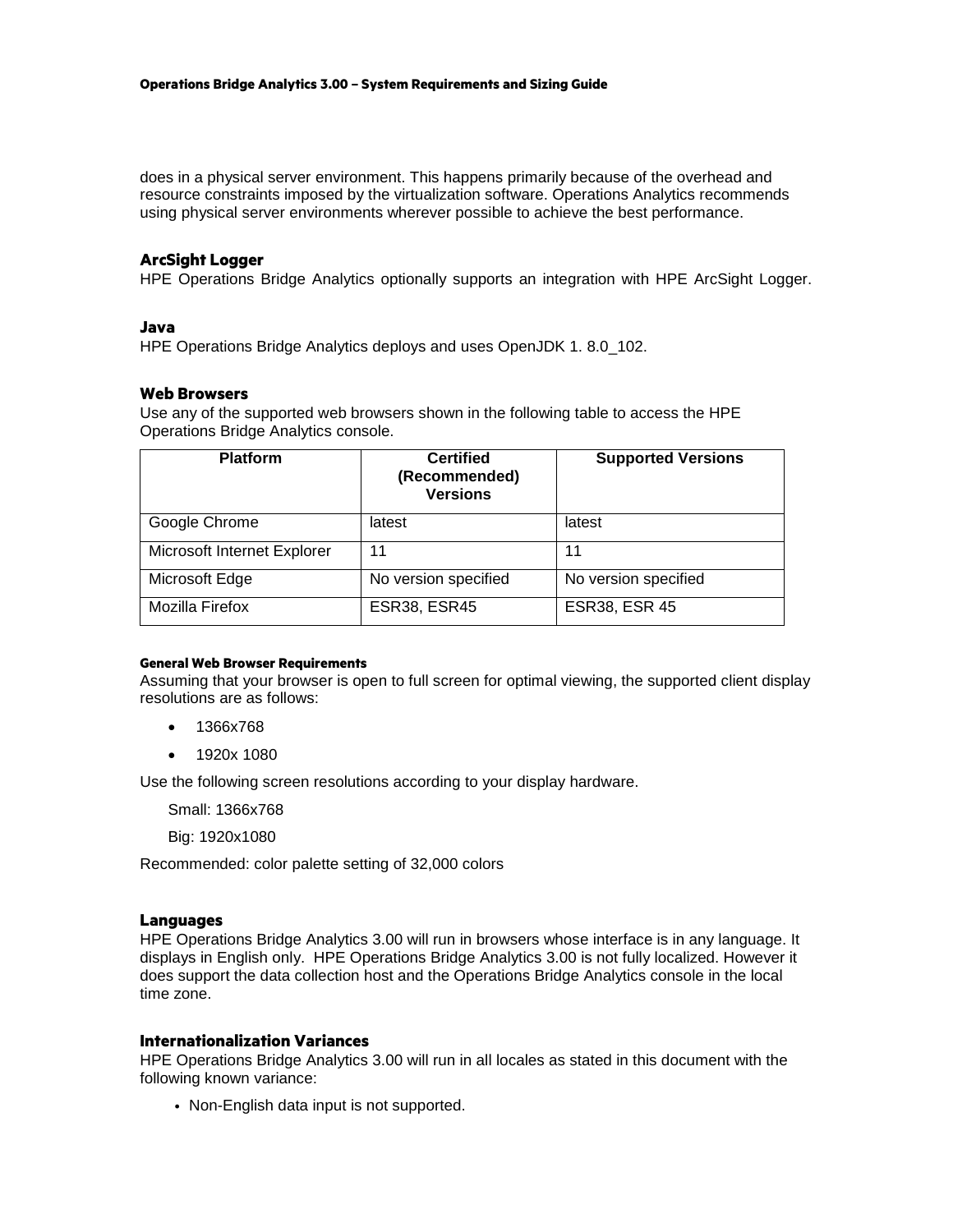does in a physical server environment. This happens primarily because of the overhead and resource constraints imposed by the virtualization software. Operations Analytics recommends using physical server environments wherever possible to achieve the best performance.

### ArcSight Logger

HPE Operations Bridge Analytics optionally supports an integration with HPE ArcSight Logger.

### Java

HPE Operations Bridge Analytics deploys and uses OpenJDK 1. 8.0_102.

### Web Browsers

Use any of the supported web browsers shown in the following table to access the HPE Operations Bridge Analytics console.

| Platform | Certified (Recommended) Versions | Supported Versions |
|---|---|---|
| Google Chrome | latest | latest |
| Microsoft Internet Explorer | 11 | 11 |
| Microsoft Edge | No version specified | No version specified |
| Mozilla Firefox | ESR38, ESR45 | ESR38, ESR 45 |

#### General Web Browser Requirements

Assuming that your browser is open to full screen for optimal viewing, the supported client display resolutions are as follows:

- 1366x768
- 1920x 1080

Use the following screen resolutions according to your display hardware.

Small: 1366x768

Big: 1920x1080

Recommended: color palette setting of 32,000 colors

### Languages

HPE Operations Bridge Analytics 3.00 will run in browsers whose interface is in any language. It displays in English only. HPE Operations Bridge Analytics 3.00 is not fully localized. However it does support the data collection host and the Operations Bridge Analytics console in the local time zone.

### Internationalization Variances

HPE Operations Bridge Analytics 3.00 will run in all locales as stated in this document with the following known variance:

- Non-English data input is not supported.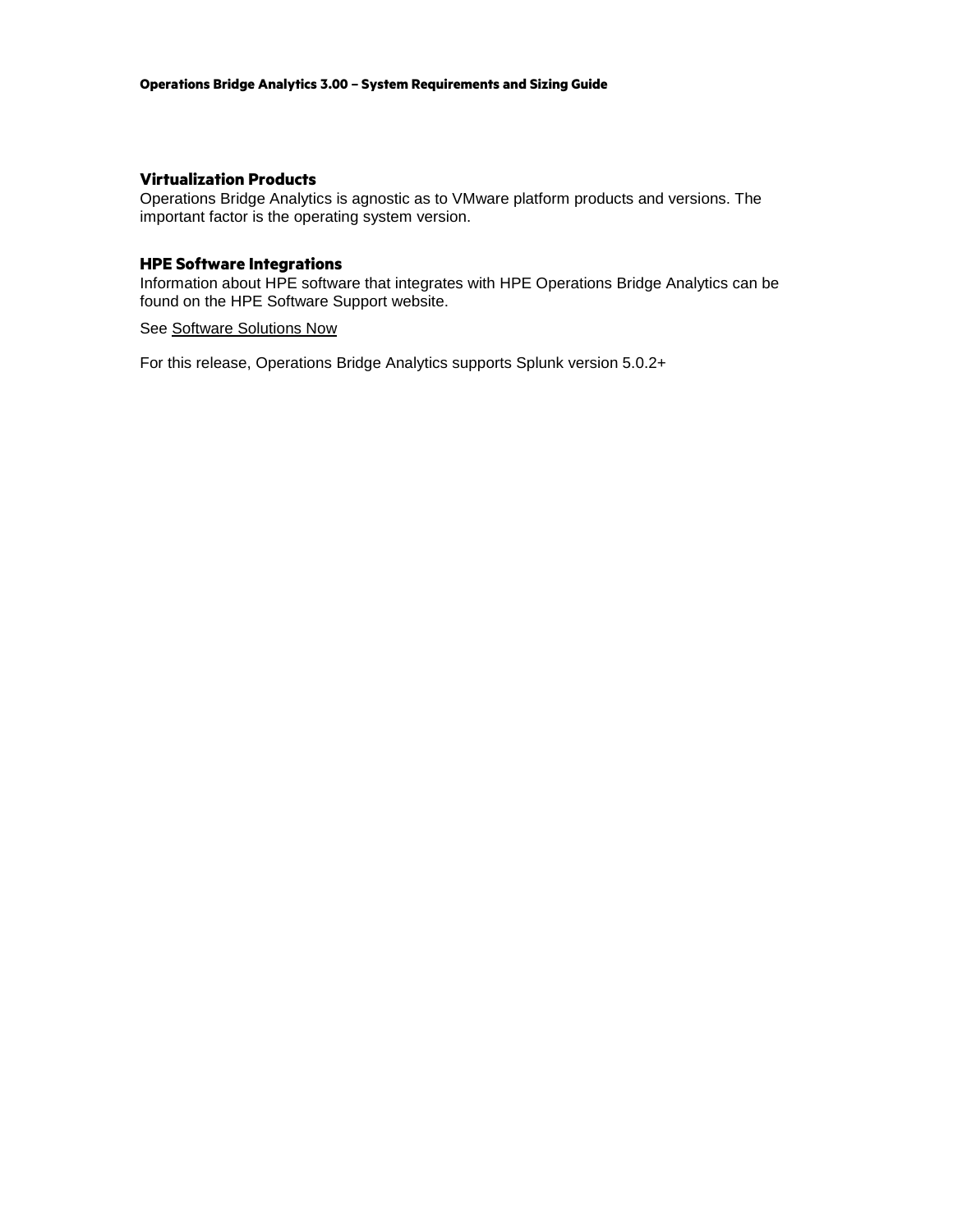### Virtualization Products

Operations Bridge Analytics is agnostic as to VMware platform products and versions. The important factor is the operating system version.

### HPE Software Integrations

Information about HPE software that integrates with HPE Operations Bridge Analytics can be found on the HPE Software Support website.

See Software Solutions Now

For this release, Operations Bridge Analytics supports Splunk version 5.0.2+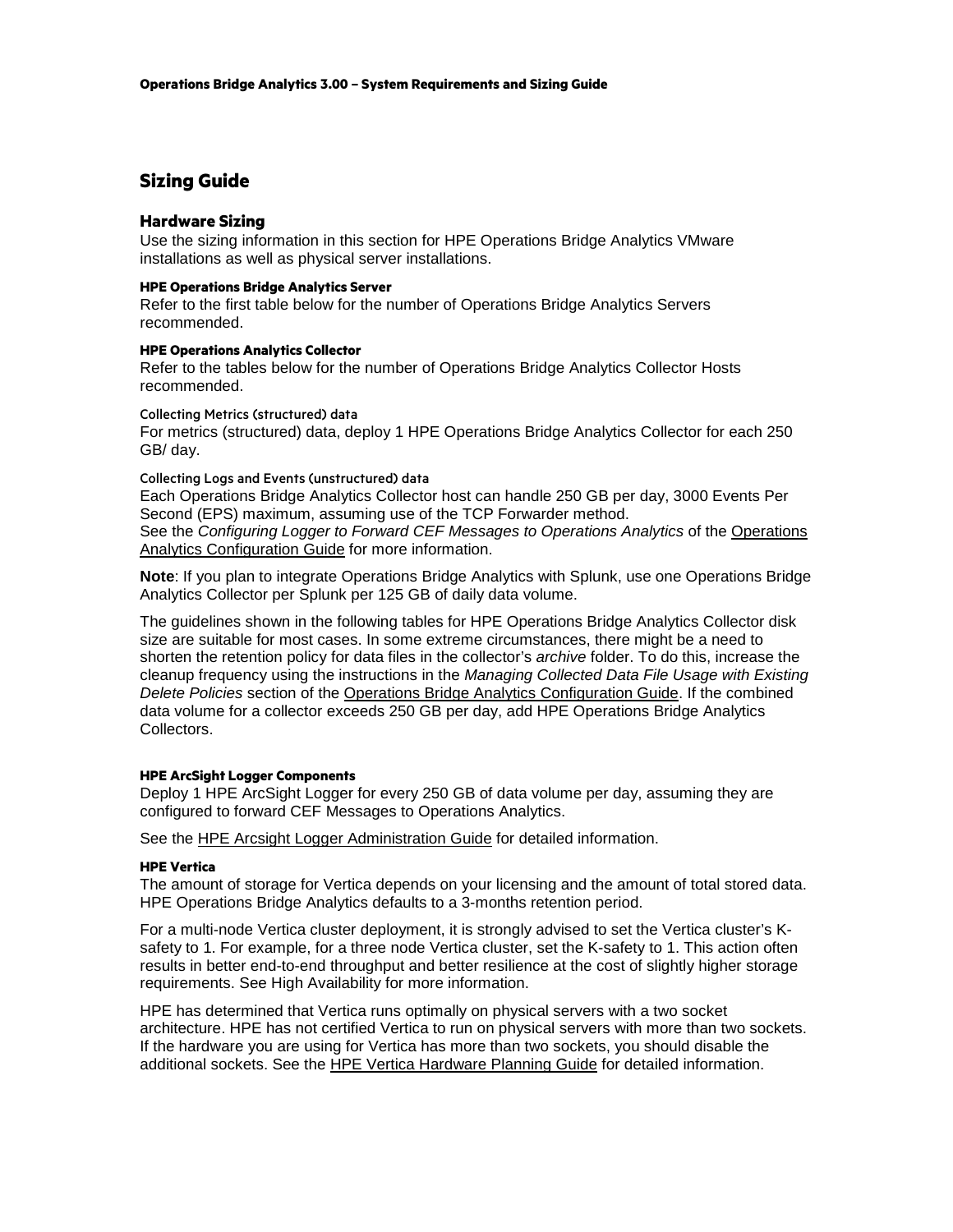# Sizing Guide

## Hardware Sizing

Use the sizing information in this section for HPE Operations Bridge Analytics VMware installations as well as physical server installations.

#### HPE Operations Bridge Analytics Server

Refer to the first table below for the number of Operations Bridge Analytics Servers recommended.

#### HPE Operations Analytics Collector

Refer to the tables below for the number of Operations Bridge Analytics Collector Hosts recommended.

##### Collecting Metrics (structured) data

For metrics (structured) data, deploy 1 HPE Operations Bridge Analytics Collector for each 250 GB/ day.

##### Collecting Logs and Events (unstructured) data

Each Operations Bridge Analytics Collector host can handle 250 GB per day, 3000 Events Per Second (EPS) maximum, assuming use of the TCP Forwarder method.
See the *Configuring Logger to Forward CEF Messages to Operations Analytics* of the Operations Analytics Configuration Guide for more information.

**Note**: If you plan to integrate Operations Bridge Analytics with Splunk, use one Operations Bridge Analytics Collector per Splunk per 125 GB of daily data volume.

The guidelines shown in the following tables for HPE Operations Bridge Analytics Collector disk size are suitable for most cases. In some extreme circumstances, there might be a need to shorten the retention policy for data files in the collector's *archive* folder. To do this, increase the cleanup frequency using the instructions in the *Managing Collected Data File Usage with Existing Delete Policies* section of the Operations Bridge Analytics Configuration Guide. If the combined data volume for a collector exceeds 250 GB per day, add HPE Operations Bridge Analytics Collectors.

#### HPE ArcSight Logger Components

Deploy 1 HPE ArcSight Logger for every 250 GB of data volume per day, assuming they are configured to forward CEF Messages to Operations Analytics.

See the HPE Arcsight Logger Administration Guide for detailed information.

#### HPE Vertica

The amount of storage for Vertica depends on your licensing and the amount of total stored data. HPE Operations Bridge Analytics defaults to a 3-months retention period.

For a multi-node Vertica cluster deployment, it is strongly advised to set the Vertica cluster's K-safety to 1. For example, for a three node Vertica cluster, set the K-safety to 1. This action often results in better end-to-end throughput and better resilience at the cost of slightly higher storage requirements. See High Availability for more information.

HPE has determined that Vertica runs optimally on physical servers with a two socket architecture. HPE has not certified Vertica to run on physical servers with more than two sockets. If the hardware you are using for Vertica has more than two sockets, you should disable the additional sockets. See the HPE Vertica Hardware Planning Guide for detailed information.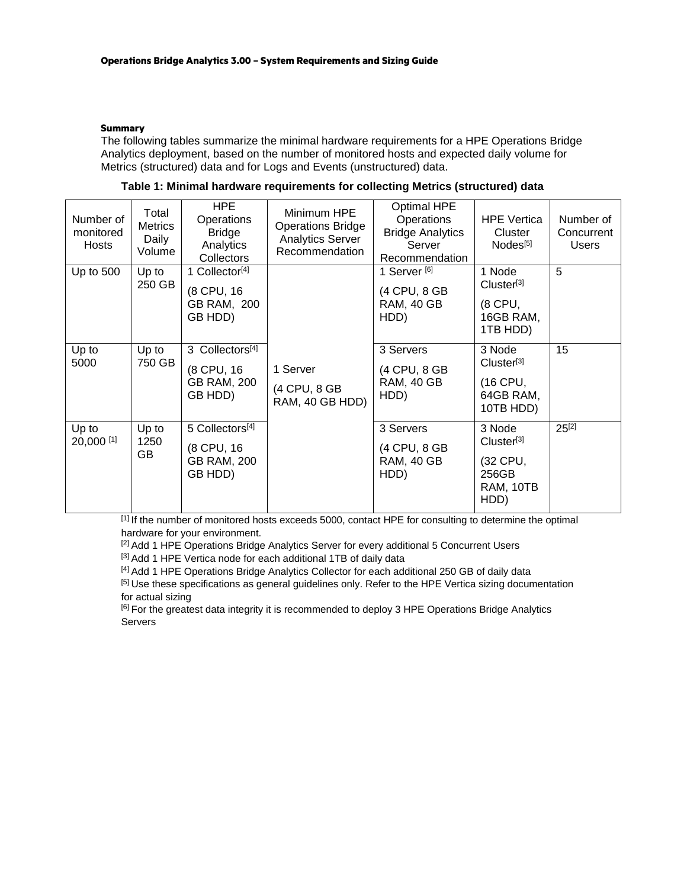#### Summary

The following tables summarize the minimal hardware requirements for a HPE Operations Bridge Analytics deployment, based on the number of monitored hosts and expected daily volume for Metrics (structured) data and for Logs and Events (unstructured) data.

**Table 1: Minimal hardware requirements for collecting Metrics (structured) data**

| Number of monitored Hosts | Total Metrics Daily Volume | HPE Operations Bridge Analytics Collectors | Minimum HPE Operations Bridge Analytics Server Recommendation | Optimal HPE Operations Bridge Analytics Server Recommendation | HPE Vertica Cluster Nodes[5] | Number of Concurrent Users |
|---|---|---|---|---|---|---|
| Up to 500 | Up to 250 GB | 1 Collector[4] (8 CPU, 16 GB RAM, 200 GB HDD) | 1 Server (4 CPU, 8 GB RAM, 40 GB HDD) | 1 Server [6] (4 CPU, 8 GB RAM, 40 GB HDD) | 1 Node Cluster[3] (8 CPU, 16GB RAM, 1TB HDD) | 5 |
| Up to 5000 | Up to 750 GB | 3 Collectors[4] (8 CPU, 16 GB RAM, 200 GB HDD) | | 3 Servers (4 CPU, 8 GB RAM, 40 GB HDD) | 3 Node Cluster[3] (16 CPU, 64GB RAM, 10TB HDD) | 15 |
| Up to 20,000 [1] | Up to 1250 GB | 5 Collectors[4] (8 CPU, 16 GB RAM, 200 GB HDD) | | 3 Servers (4 CPU, 8 GB RAM, 40 GB HDD) | 3 Node Cluster[3] (32 CPU, 256GB RAM, 10TB HDD) | 25[2] |

[1] If the number of monitored hosts exceeds 5000, contact HPE for consulting to determine the optimal hardware for your environment.

[2] Add 1 HPE Operations Bridge Analytics Server for every additional 5 Concurrent Users

[3] Add 1 HPE Vertica node for each additional 1TB of daily data

[4] Add 1 HPE Operations Bridge Analytics Collector for each additional 250 GB of daily data

[5] Use these specifications as general guidelines only. Refer to the HPE Vertica sizing documentation for actual sizing

[6] For the greatest data integrity it is recommended to deploy 3 HPE Operations Bridge Analytics Servers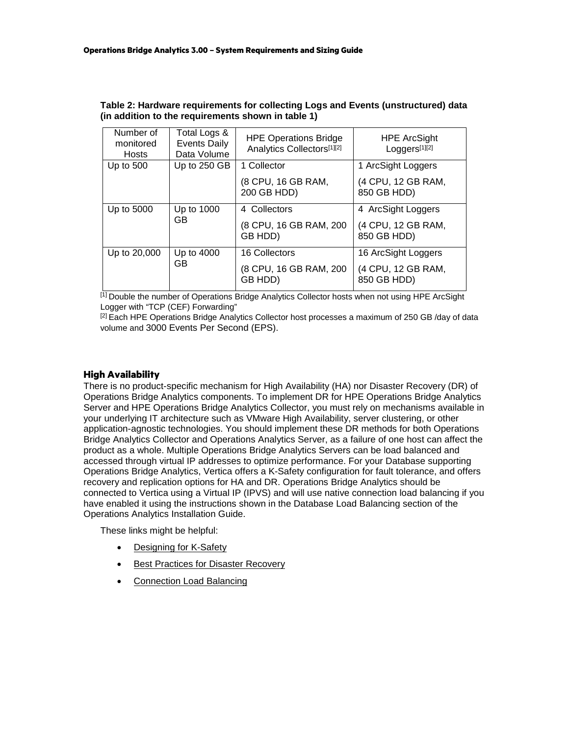**Table 2: Hardware requirements for collecting Logs and Events (unstructured) data (in addition to the requirements shown in table 1)**

| Number of monitored Hosts | Total Logs & Events Daily Data Volume | HPE Operations Bridge Analytics Collectors[1][2] | HPE ArcSight Loggers[1][2] |
|---|---|---|---|
| Up to 500 | Up to 250 GB | 1 Collector (8 CPU, 16 GB RAM, 200 GB HDD) | 1 ArcSight Loggers (4 CPU, 12 GB RAM, 850 GB HDD) |
| Up to 5000 | Up to 1000 GB | 4 Collectors (8 CPU, 16 GB RAM, 200 GB HDD) | 4 ArcSight Loggers (4 CPU, 12 GB RAM, 850 GB HDD) |
| Up to 20,000 | Up to 4000 GB | 16 Collectors (8 CPU, 16 GB RAM, 200 GB HDD) | 16 ArcSight Loggers (4 CPU, 12 GB RAM, 850 GB HDD) |

[1] Double the number of Operations Bridge Analytics Collector hosts when not using HPE ArcSight Logger with "TCP (CEF) Forwarding"

[2] Each HPE Operations Bridge Analytics Collector host processes a maximum of 250 GB /day of data volume and 3000 Events Per Second (EPS).

## High Availability

There is no product-specific mechanism for High Availability (HA) nor Disaster Recovery (DR) of Operations Bridge Analytics components. To implement DR for HPE Operations Bridge Analytics Server and HPE Operations Bridge Analytics Collector, you must rely on mechanisms available in your underlying IT architecture such as VMware High Availability, server clustering, or other application-agnostic technologies. You should implement these DR methods for both Operations Bridge Analytics Collector and Operations Analytics Server, as a failure of one host can affect the product as a whole. Multiple Operations Bridge Analytics Servers can be load balanced and accessed through virtual IP addresses to optimize performance. For your Database supporting Operations Bridge Analytics, Vertica offers a K-Safety configuration for fault tolerance, and offers recovery and replication options for HA and DR. Operations Bridge Analytics should be connected to Vertica using a Virtual IP (IPVS) and will use native connection load balancing if you have enabled it using the instructions shown in the Database Load Balancing section of the Operations Analytics Installation Guide.

These links might be helpful:

- Designing for K-Safety
- Best Practices for Disaster Recovery
- Connection Load Balancing